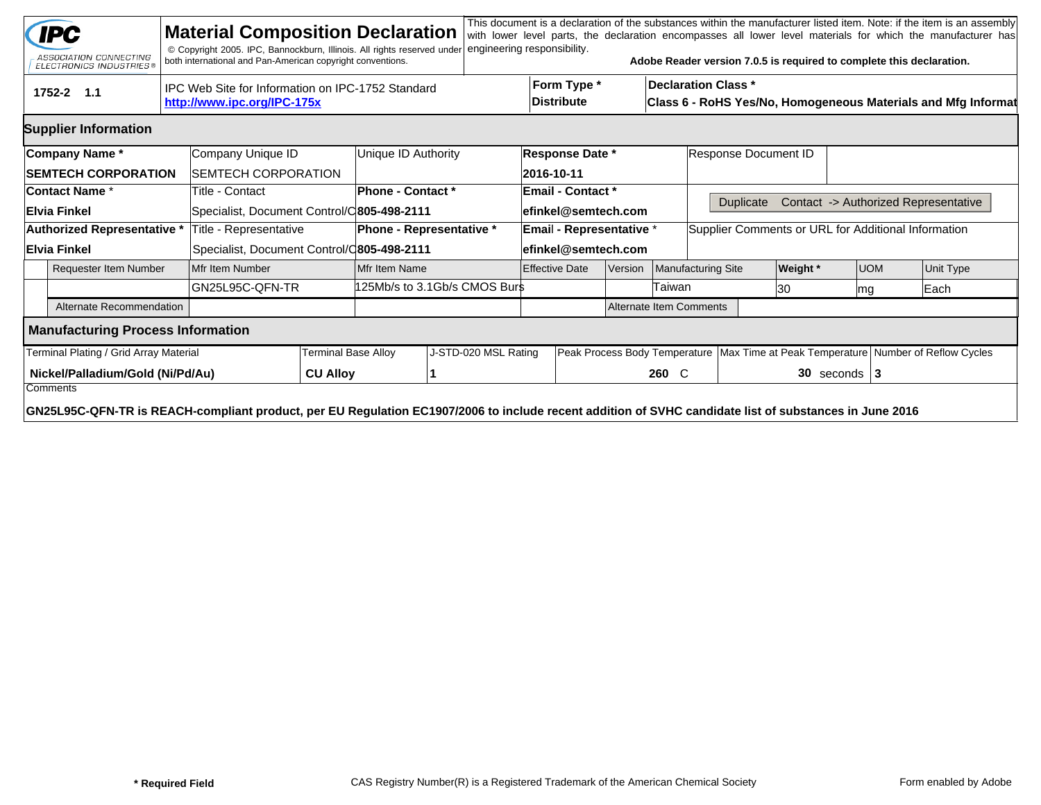# Material Composition Declaration

IPC — ASSOCIATION CONNECTING ELECTRONICS INDUSTRIES®

© Copyright 2005. IPC, Bannockburn, Illinois. All rights reserved under both international and Pan-American copyright conventions.

This document is a declaration of the substances within the manufacturer listed item. Note: if the item is an assembly with lower level parts, the declaration encompasses all lower level materials for which the manufacturer has engineering responsibility.

**Adobe Reader version 7.0.5 is required to complete this declaration.**

| 1752-2 1.1 | IPC Web Site for Information on IPC-1752 Standard **http://www.ipc.org/IPC-175x** | **Form Type *** **Distribute** | **Declaration Class *** **Class 6 - RoHS Yes/No, Homogeneous Materials and Mfg Informat** |
|---|---|---|---|

## Supplier Information

| **Company Name *** | Company Unique ID | Unique ID Authority | **Response Date *** | Response Document ID |
|---|---|---|---|---|
| **SEMTECH CORPORATION** | SEMTECH CORPORATION | | **2016-10-11** | |
| **Contact Name *** | Title - Contact | **Phone - Contact *** | **Email - Contact *** | Duplicate Contact -> Authorized Representative |
| **Elvia Finkel** | Specialist, Document Control/C | **805-498-2111** | **efinkel@semtech.com** | |
| **Authorized Representative *** | Title - Representative | **Phone - Representative *** | **Email - Representative *** | Supplier Comments or URL for Additional Information |
| **Elvia Finkel** | Specialist, Document Control/C | **805-498-2111** | **efinkel@semtech.com** | |

| Requester Item Number | Mfr Item Number | Mfr Item Name | Effective Date | Version | Manufacturing Site | **Weight *** | UOM | Unit Type |
|---|---|---|---|---|---|---|---|---|
| | GN25L95C-QFN-TR | 125Mb/s to 3.1Gb/s CMOS Burs | | | Taiwan | 30 | mg | Each |
| Alternate Recommendation | | | | Alternate Item Comments | | | | |

## Manufacturing Process Information

| Terminal Plating / Grid Array Material | Terminal Base Alloy | J-STD-020 MSL Rating | Peak Process Body Temperature | Max Time at Peak Temperature | Number of Reflow Cycles |
|---|---|---|---|---|---|
| **Nickel/Palladium/Gold (Ni/Pd/Au)** | **CU Alloy** | **1** | **260** C | **30** seconds | **3** |

Comments

**GN25L95C-QFN-TR is REACH-compliant product, per EU Regulation EC1907/2006 to include recent addition of SVHC candidate list of substances in June 2016**

**\* Required Field**  CAS Registry Number(R) is a Registered Trademark of the American Chemical Society  Form enabled by Adobe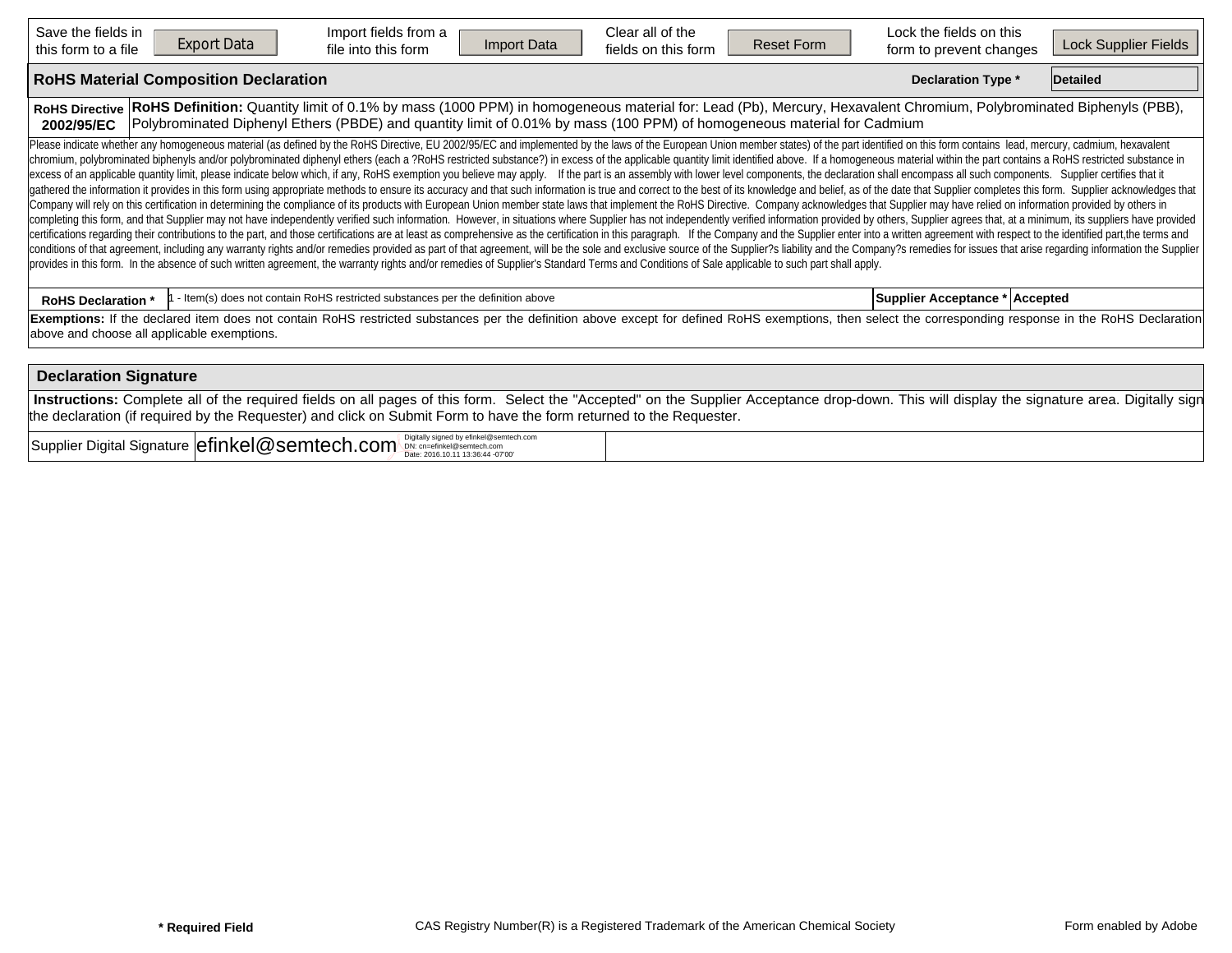| Save the fields in this form to a file | Export Data | Import fields from a file into this form | Import Data | Clear all of the fields on this form | Reset Form | Lock the fields on this form to prevent changes | Lock Supplier Fields |
|---|---|---|---|---|---|---|---|

## RoHS Material Composition Declaration

**Declaration Type *** | **Detailed**

| **RoHS Directive 2002/95/EC** | **RoHS Definition:** Quantity limit of 0.1% by mass (1000 PPM) in homogeneous material for: Lead (Pb), Mercury, Hexavalent Chromium, Polybrominated Biphenyls (PBB), Polybrominated Diphenyl Ethers (PBDE) and quantity limit of 0.01% by mass (100 PPM) of homogeneous material for Cadmium |
|---|---|

Please indicate whether any homogeneous material (as defined by the RoHS Directive, EU 2002/95/EC and implemented by the laws of the European Union member states) of the part identified on this form contains lead, mercury, cadmium, hexavalent chromium, polybrominated biphenyls and/or polybrominated diphenyl ethers (each a ?RoHS restricted substance?) in excess of the applicable quantity limit identified above. If a homogeneous material within the part contains a RoHS restricted substance in excess of an applicable quantity limit, please indicate below which, if any, RoHS exemption you believe may apply. If the part is an assembly with lower level components, the declaration shall encompass all such components. Supplier certifies that it gathered the information it provides in this form using appropriate methods to ensure its accuracy and that such information is true and correct to the best of its knowledge and belief, as of the date that Supplier completes this form. Supplier acknowledges that Company will rely on this certification in determining the compliance of its products with European Union member state laws that implement the RoHS Directive. Company acknowledges that Supplier may have relied on information provided by others in completing this form, and that Supplier may not have independently verified such information. However, in situations where Supplier has not independently verified information provided by others, Supplier agrees that, at a minimum, its suppliers have provided certifications regarding their contributions to the part, and those certifications are at least as comprehensive as the certification in this paragraph. If the Company and the Supplier enter into a written agreement with respect to the identified part,the terms and conditions of that agreement, including any warranty rights and/or remedies provided as part of that agreement, will be the sole and exclusive source of the Supplier?s liability and the Company?s remedies for issues that arise regarding information the Supplier provides in this form. In the absence of such written agreement, the warranty rights and/or remedies of Supplier's Standard Terms and Conditions of Sale applicable to such part shall apply.

| **RoHS Declaration *** | 1 - Item(s) does not contain RoHS restricted substances per the definition above | **Supplier Acceptance *** | **Accepted** |
|---|---|---|---|

**Exemptions:** If the declared item does not contain RoHS restricted substances per the definition above except for defined RoHS exemptions, then select the corresponding response in the RoHS Declaration above and choose all applicable exemptions.

## Declaration Signature

**Instructions:** Complete all of the required fields on all pages of this form. Select the "Accepted" on the Supplier Acceptance drop-down. This will display the signature area. Digitally sign the declaration (if required by the Requester) and click on Submit Form to have the form returned to the Requester.

| Supplier Digital Signature | efinkel@semtech.com Digitally signed by efinkel@semtech.com DN: cn=efinkel@semtech.com Date: 2016.10.11 13:36:44 -07'00' | |
|---|---|---|

**\* Required Field** CAS Registry Number(R) is a Registered Trademark of the American Chemical Society Form enabled by Adobe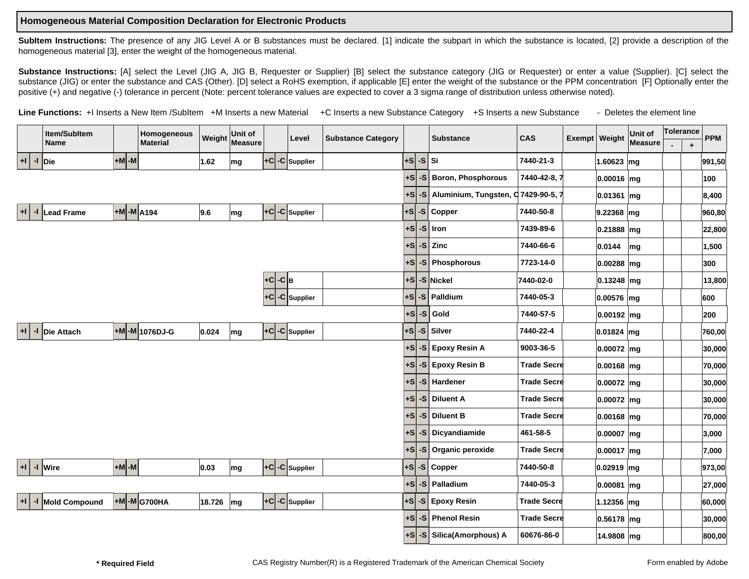**Homogeneous Material Composition Declaration for Electronic Products**

**SubItem Instructions:** The presence of any JIG Level A or B substances must be declared. [1] indicate the subpart in which the substance is located, [2] provide a description of the homogeneous material [3], enter the weight of the homogeneous material.

**Substance Instructions:** [A] select the Level (JIG A, JIG B, Requester or Supplier) [B] select the substance category (JIG or Requester) or enter a value (Supplier). [C] select the substance (JIG) or enter the substance and CAS (Other). [D] select a RoHS exemption, if applicable [E] enter the weight of the substance or the PPM concentration [F] Optionally enter the positive (+) and negative (-) tolerance in percent (Note: percent tolerance values are expected to cover a 3 sigma range of distribution unless otherwise noted).

**Line Functions:** +I Inserts a New Item /SubItem +M Inserts a new Material +C Inserts a new Substance Category +S Inserts a new Substance - Deletes the element line

| Item/SubItem Name | Homogeneous Material | Weight | Unit of Measure | Level | Substance Category | Substance | CAS | Exempt | Weight | Unit of Measure | Tolerance - | Tolerance + | PPM |
|---|---|---|---|---|---|---|---|---|---|---|---|---|---|
| Die | | 1.62 | mg | Supplier | | Si | 7440-21-3 | | 1.60623 | mg | | | 991,50 |
| | | | | | | Boron, Phosphorous | 7440-42-8, 7 | | 0.00016 | mg | | | 100 |
| | | | | | | Aluminium, Tungsten, C | 7429-90-5, 7 | | 0.01361 | mg | | | 8,400 |
| Lead Frame | A194 | 9.6 | mg | Supplier | | Copper | 7440-50-8 | | 9.22368 | mg | | | 960,80 |
| | | | | | | Iron | 7439-89-6 | | 0.21888 | mg | | | 22,800 |
| | | | | | | Zinc | 7440-66-6 | | 0.0144 | mg | | | 1,500 |
| | | | | | | Phosphorous | 7723-14-0 | | 0.00288 | mg | | | 300 |
| | | | | B | | Nickel | 7440-02-0 | | 0.13248 | mg | | | 13,800 |
| | | | | Supplier | | Palldium | 7440-05-3 | | 0.00576 | mg | | | 600 |
| | | | | | | Gold | 7440-57-5 | | 0.00192 | mg | | | 200 |
| Die Attach | 1076DJ-G | 0.024 | mg | Supplier | | Silver | 7440-22-4 | | 0.01824 | mg | | | 760,00 |
| | | | | | | Epoxy Resin A | 9003-36-5 | | 0.00072 | mg | | | 30,000 |
| | | | | | | Epoxy Resin B | Trade Secre | | 0.00168 | mg | | | 70,000 |
| | | | | | | Hardener | Trade Secre | | 0.00072 | mg | | | 30,000 |
| | | | | | | Diluent A | Trade Secre | | 0.00072 | mg | | | 30,000 |
| | | | | | | Diluent B | Trade Secre | | 0.00168 | mg | | | 70,000 |
| | | | | | | Dicyandiamide | 461-58-5 | | 0.00007 | mg | | | 3,000 |
| | | | | | | Organic peroxide | Trade Secre | | 0.00017 | mg | | | 7,000 |
| Wire | | 0.03 | mg | Supplier | | Copper | 7440-50-8 | | 0.02919 | mg | | | 973,00 |
| | | | | | | Palladium | 7440-05-3 | | 0.00081 | mg | | | 27,000 |
| Mold Compound | G700HA | 18.726 | mg | Supplier | | Epoxy Resin | Trade Secre | | 1.12356 | mg | | | 60,000 |
| | | | | | | Phenol Resin | Trade Secre | | 0.56178 | mg | | | 30,000 |
| | | | | | | Silica(Amorphous) A | 60676-86-0 | | 14.9808 | mg | | | 800,00 |

**\* Required Field** CAS Registry Number(R) is a Registered Trademark of the American Chemical Society Form enabled by Adobe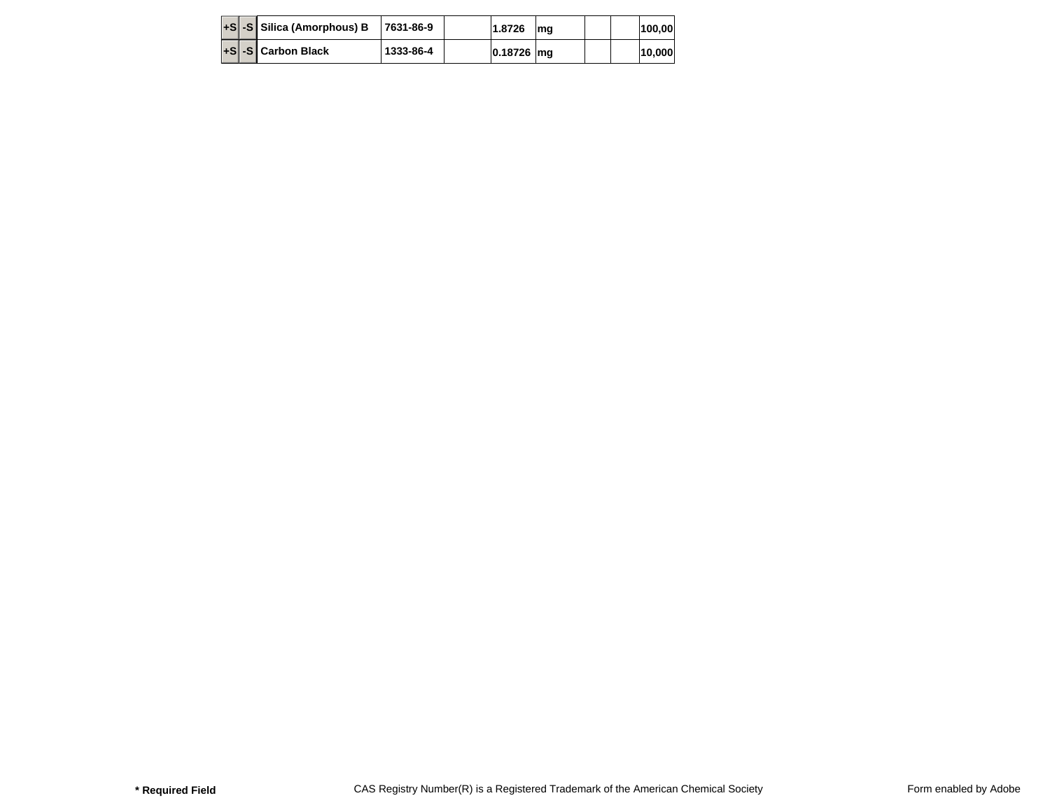| | | | | | | | | | |
|---|---|---|---|---|---|---|---|---|---|
| +S | -S | Silica (Amorphous) B | 7631-86-9 | | 1.8726 | mg | | | 100,00 |
| +S | -S | Carbon Black | 1333-86-4 | | 0.18726 | mg | | | 10,000 |

* Required Field

CAS Registry Number(R) is a Registered Trademark of the American Chemical Society

Form enabled by Adobe